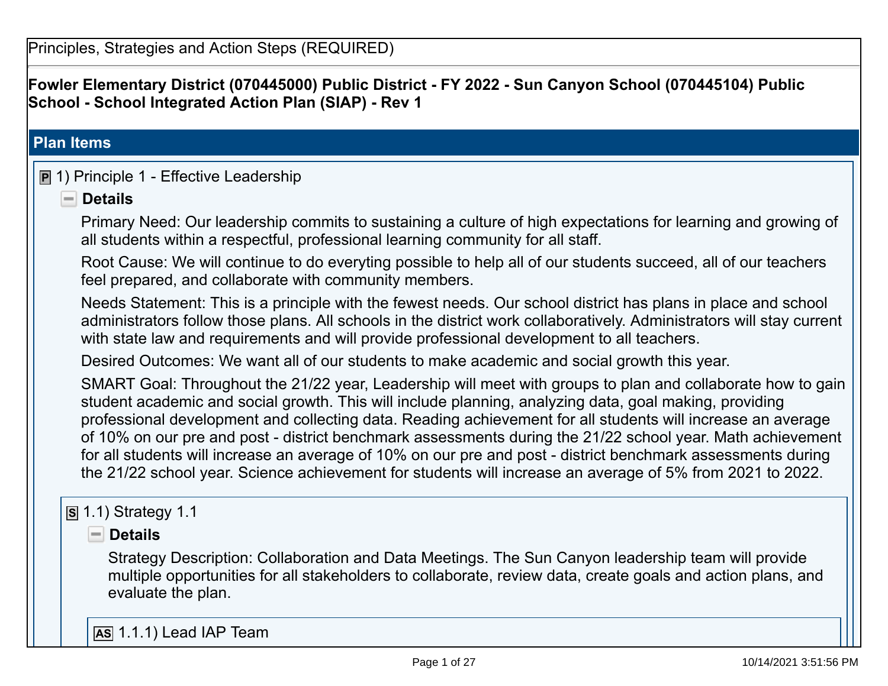Principles, Strategies and Action Steps (REQUIRED)

**Fowler Elementary District (070445000) Public District - FY 2022 - Sun Canyon School (070445104) Public School - School Integrated Action Plan (SIAP) - Rev 1**

## Plan Items

### P 1) Principle 1 - Effective Leadership

**Details**

Primary Need: Our leadership commits to sustaining a culture of high expectations for learning and growing of all students within a respectful, professional learning community for all staff.

Root Cause: We will continue to do everyting possible to help all of our students succeed, all of our teachers feel prepared, and collaborate with community members.

Needs Statement: This is a principle with the fewest needs. Our school district has plans in place and school administrators follow those plans. All schools in the district work collaboratively. Administrators will stay current with state law and requirements and will provide professional development to all teachers.

Desired Outcomes: We want all of our students to make academic and social growth this year.

SMART Goal: Throughout the 21/22 year, Leadership will meet with groups to plan and collaborate how to gain student academic and social growth. This will include planning, analyzing data, goal making, providing professional development and collecting data. Reading achievement for all students will increase an average of 10% on our pre and post - district benchmark assessments during the 21/22 school year. Math achievement for all students will increase an average of 10% on our pre and post - district benchmark assessments during the 21/22 school year. Science achievement for students will increase an average of 5% from 2021 to 2022.

#### S 1.1) Strategy 1.1

**Details**

Strategy Description: Collaboration and Data Meetings. The Sun Canyon leadership team will provide multiple opportunities for all stakeholders to collaborate, review data, create goals and action plans, and evaluate the plan.

##### AS 1.1.1) Lead IAP Team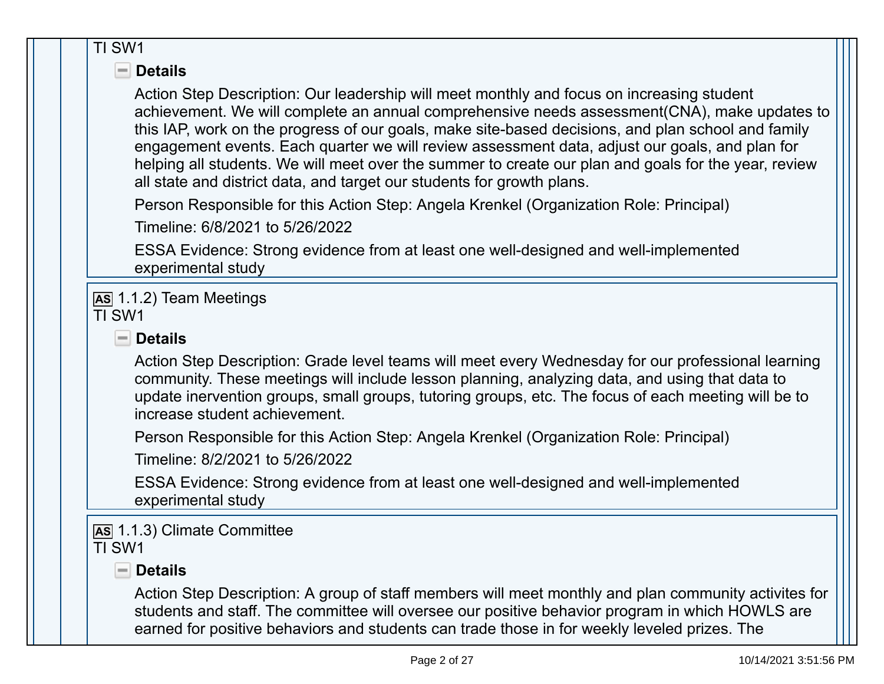TI SW1

**Details**

Action Step Description: Our leadership will meet monthly and focus on increasing student achievement. We will complete an annual comprehensive needs assessment(CNA), make updates to this IAP, work on the progress of our goals, make site-based decisions, and plan school and family engagement events. Each quarter we will review assessment data, adjust our goals, and plan for helping all students. We will meet over the summer to create our plan and goals for the year, review all state and district data, and target our students for growth plans.

Person Responsible for this Action Step: Angela Krenkel (Organization Role: Principal)

Timeline: 6/8/2021 to 5/26/2022

ESSA Evidence: Strong evidence from at least one well-designed and well-implemented experimental study

AS 1.1.2) Team Meetings
TI SW1

**Details**

Action Step Description: Grade level teams will meet every Wednesday for our professional learning community. These meetings will include lesson planning, analyzing data, and using that data to update inervention groups, small groups, tutoring groups, etc. The focus of each meeting will be to increase student achievement.

Person Responsible for this Action Step: Angela Krenkel (Organization Role: Principal)

Timeline: 8/2/2021 to 5/26/2022

ESSA Evidence: Strong evidence from at least one well-designed and well-implemented experimental study

AS 1.1.3) Climate Committee
TI SW1

**Details**

Action Step Description: A group of staff members will meet monthly and plan community activites for students and staff. The committee will oversee our positive behavior program in which HOWLS are earned for positive behaviors and students can trade those in for weekly leveled prizes. The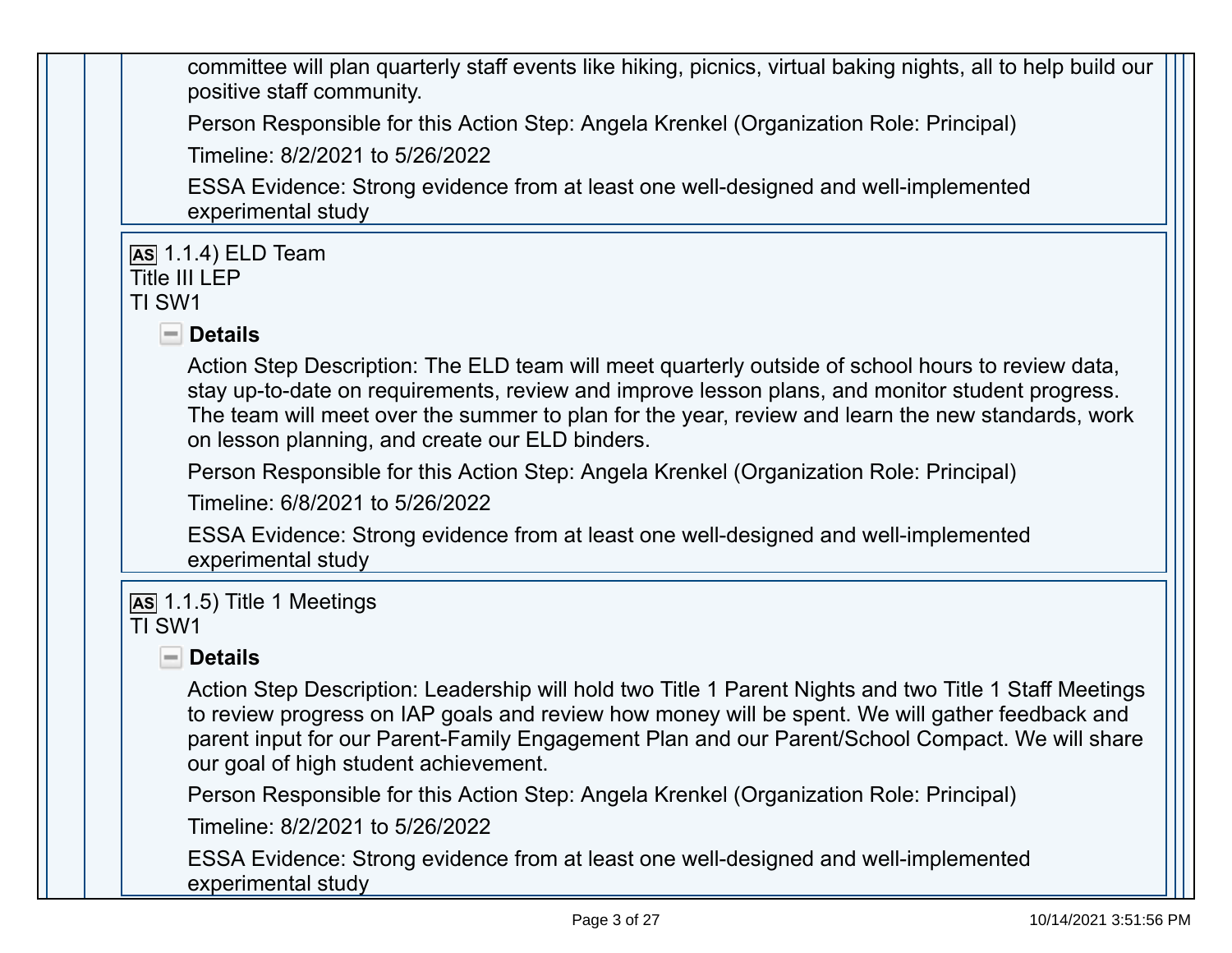committee will plan quarterly staff events like hiking, picnics, virtual baking nights, all to help build our positive staff community.

Person Responsible for this Action Step: Angela Krenkel (Organization Role: Principal)

Timeline: 8/2/2021 to 5/26/2022

ESSA Evidence: Strong evidence from at least one well-designed and well-implemented experimental study

**AS** 1.1.4) ELD Team
Title III LEP
TI SW1

**Details**

Action Step Description: The ELD team will meet quarterly outside of school hours to review data, stay up-to-date on requirements, review and improve lesson plans, and monitor student progress. The team will meet over the summer to plan for the year, review and learn the new standards, work on lesson planning, and create our ELD binders.

Person Responsible for this Action Step: Angela Krenkel (Organization Role: Principal)

Timeline: 6/8/2021 to 5/26/2022

ESSA Evidence: Strong evidence from at least one well-designed and well-implemented experimental study

**AS** 1.1.5) Title 1 Meetings
TI SW1

**Details**

Action Step Description: Leadership will hold two Title 1 Parent Nights and two Title 1 Staff Meetings to review progress on IAP goals and review how money will be spent. We will gather feedback and parent input for our Parent-Family Engagement Plan and our Parent/School Compact. We will share our goal of high student achievement.

Person Responsible for this Action Step: Angela Krenkel (Organization Role: Principal)

Timeline: 8/2/2021 to 5/26/2022

ESSA Evidence: Strong evidence from at least one well-designed and well-implemented experimental study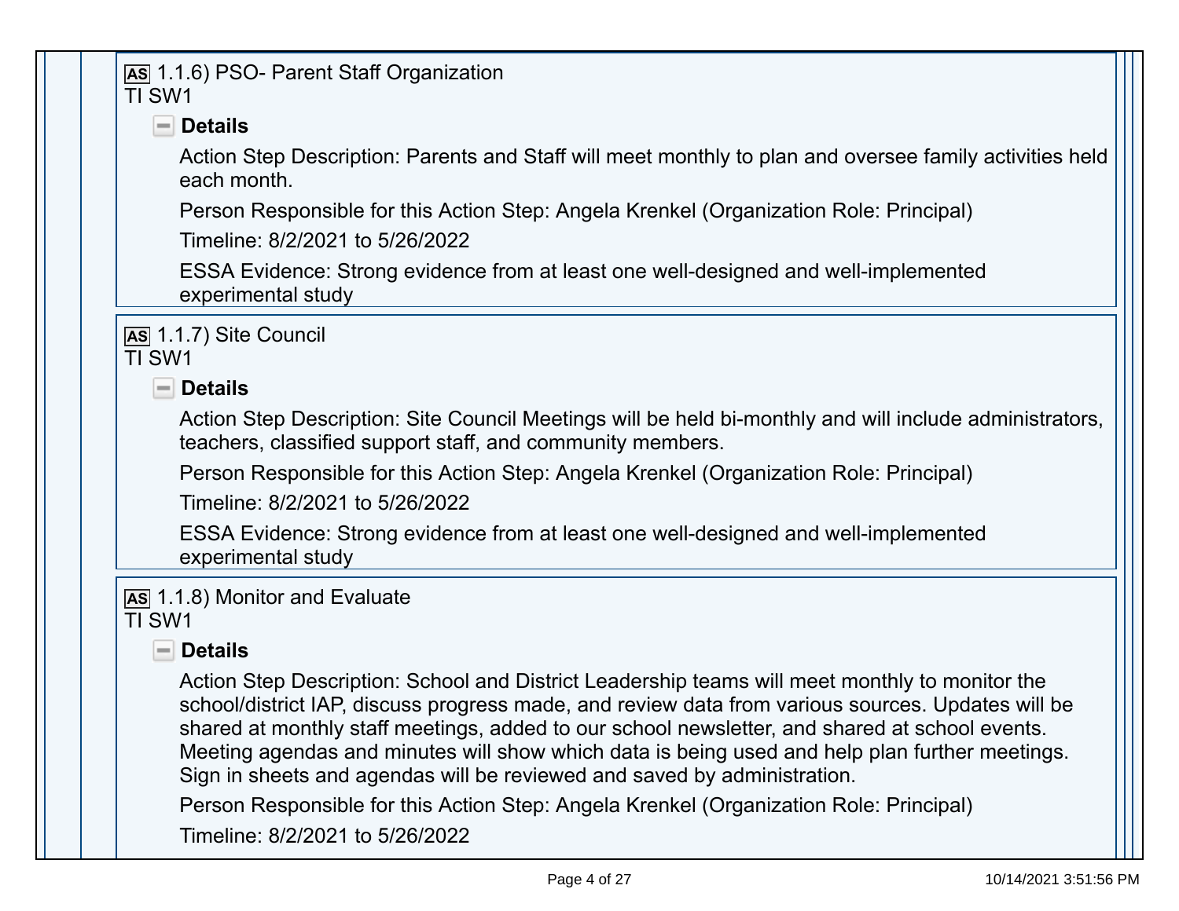**AS** 1.1.6) PSO- Parent Staff Organization
TI SW1

**Details**

Action Step Description: Parents and Staff will meet monthly to plan and oversee family activities held each month.

Person Responsible for this Action Step: Angela Krenkel (Organization Role: Principal)

Timeline: 8/2/2021 to 5/26/2022

ESSA Evidence: Strong evidence from at least one well-designed and well-implemented experimental study

**AS** 1.1.7) Site Council
TI SW1

**Details**

Action Step Description: Site Council Meetings will be held bi-monthly and will include administrators, teachers, classified support staff, and community members.

Person Responsible for this Action Step: Angela Krenkel (Organization Role: Principal)

Timeline: 8/2/2021 to 5/26/2022

ESSA Evidence: Strong evidence from at least one well-designed and well-implemented experimental study

**AS** 1.1.8) Monitor and Evaluate
TI SW1

**Details**

Action Step Description: School and District Leadership teams will meet monthly to monitor the school/district IAP, discuss progress made, and review data from various sources. Updates will be shared at monthly staff meetings, added to our school newsletter, and shared at school events. Meeting agendas and minutes will show which data is being used and help plan further meetings. Sign in sheets and agendas will be reviewed and saved by administration.

Person Responsible for this Action Step: Angela Krenkel (Organization Role: Principal)

Timeline: 8/2/2021 to 5/26/2022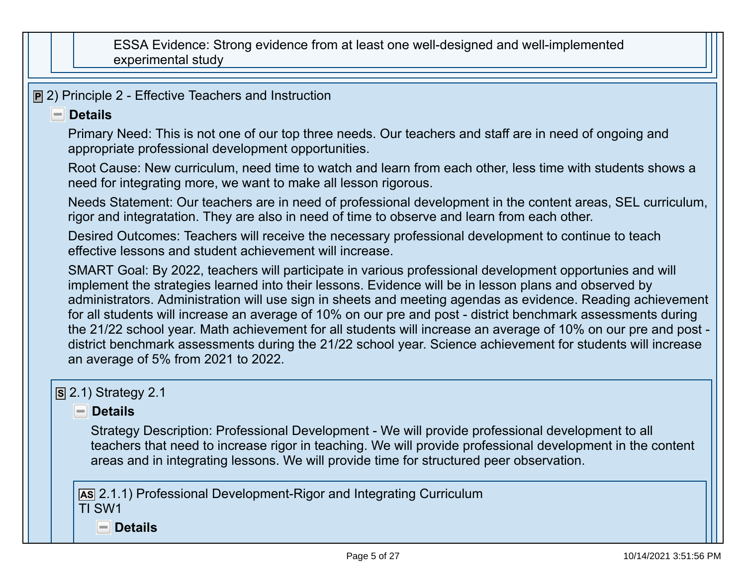ESSA Evidence: Strong evidence from at least one well-designed and well-implemented experimental study

## P 2) Principle 2 - Effective Teachers and Instruction

**Details**

Primary Need: This is not one of our top three needs. Our teachers and staff are in need of ongoing and appropriate professional development opportunities.

Root Cause: New curriculum, need time to watch and learn from each other, less time with students shows a need for integrating more, we want to make all lesson rigorous.

Needs Statement: Our teachers are in need of professional development in the content areas, SEL curriculum, rigor and integratation. They are also in need of time to observe and learn from each other.

Desired Outcomes: Teachers will receive the necessary professional development to continue to teach effective lessons and student achievement will increase.

SMART Goal: By 2022, teachers will participate in various professional development opportunies and will implement the strategies learned into their lessons. Evidence will be in lesson plans and observed by administrators. Administration will use sign in sheets and meeting agendas as evidence. Reading achievement for all students will increase an average of 10% on our pre and post - district benchmark assessments during the 21/22 school year. Math achievement for all students will increase an average of 10% on our pre and post - district benchmark assessments during the 21/22 school year. Science achievement for students will increase an average of 5% from 2021 to 2022.

### S 2.1) Strategy 2.1

**Details**

Strategy Description: Professional Development - We will provide professional development to all teachers that need to increase rigor in teaching. We will provide professional development in the content areas and in integrating lessons. We will provide time for structured peer observation.

#### AS 2.1.1) Professional Development-Rigor and Integrating Curriculum
TI SW1

**Details**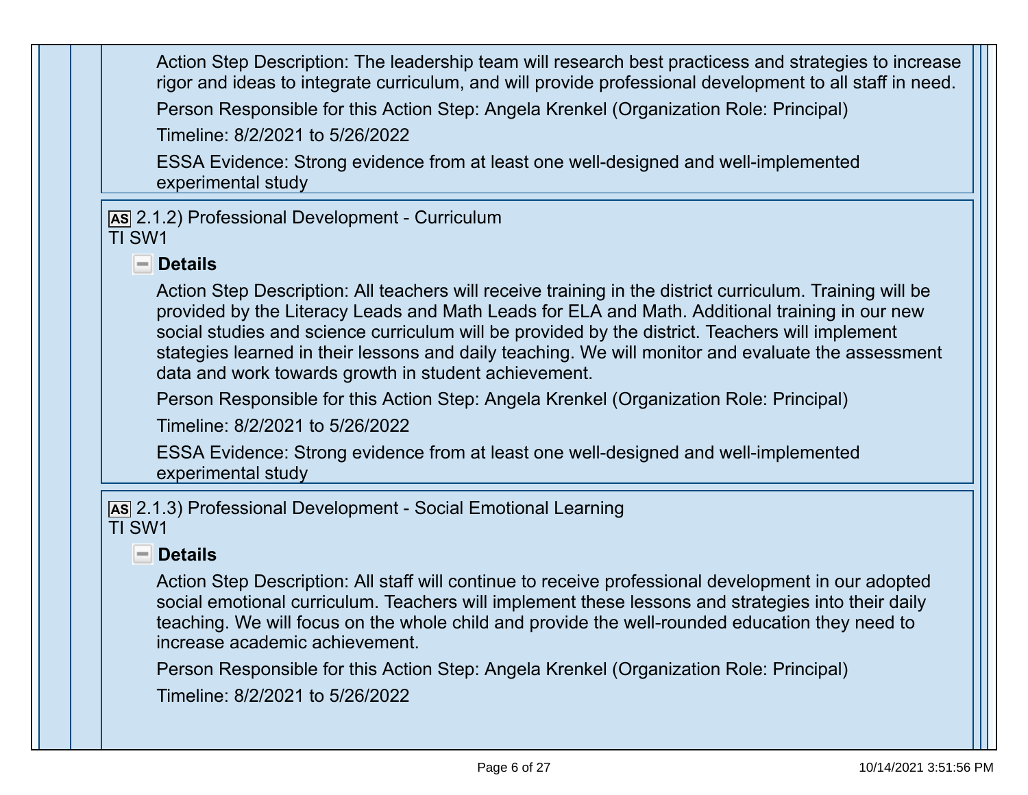Action Step Description: The leadership team will research best practicess and strategies to increase rigor and ideas to integrate curriculum, and will provide professional development to all staff in need.

Person Responsible for this Action Step: Angela Krenkel (Organization Role: Principal)

Timeline: 8/2/2021 to 5/26/2022

ESSA Evidence: Strong evidence from at least one well-designed and well-implemented experimental study

**AS** 2.1.2) Professional Development - Curriculum
TI SW1

**Details**

Action Step Description: All teachers will receive training in the district curriculum. Training will be provided by the Literacy Leads and Math Leads for ELA and Math. Additional training in our new social studies and science curriculum will be provided by the district. Teachers will implement stategies learned in their lessons and daily teaching. We will monitor and evaluate the assessment data and work towards growth in student achievement.

Person Responsible for this Action Step: Angela Krenkel (Organization Role: Principal)

Timeline: 8/2/2021 to 5/26/2022

ESSA Evidence: Strong evidence from at least one well-designed and well-implemented experimental study

**AS** 2.1.3) Professional Development - Social Emotional Learning
TI SW1

**Details**

Action Step Description: All staff will continue to receive professional development in our adopted social emotional curriculum. Teachers will implement these lessons and strategies into their daily teaching. We will focus on the whole child and provide the well-rounded education they need to increase academic achievement.

Person Responsible for this Action Step: Angela Krenkel (Organization Role: Principal)

Timeline: 8/2/2021 to 5/26/2022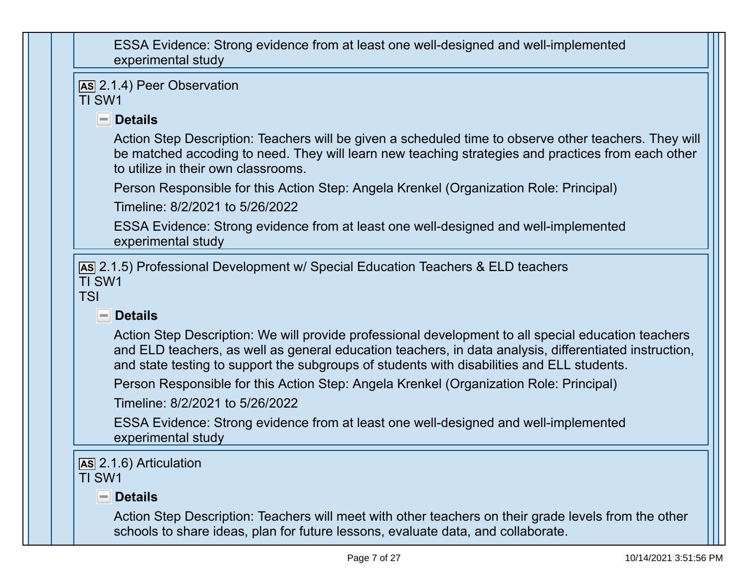ESSA Evidence: Strong evidence from at least one well-designed and well-implemented experimental study

**AS** 2.1.4) Peer Observation
TI SW1

**Details**

Action Step Description: Teachers will be given a scheduled time to observe other teachers. They will be matched accoding to need. They will learn new teaching strategies and practices from each other to utilize in their own classrooms.

Person Responsible for this Action Step: Angela Krenkel (Organization Role: Principal)

Timeline: 8/2/2021 to 5/26/2022

ESSA Evidence: Strong evidence from at least one well-designed and well-implemented experimental study

**AS** 2.1.5) Professional Development w/ Special Education Teachers & ELD teachers
TI SW1
TSI

**Details**

Action Step Description: We will provide professional development to all special education teachers and ELD teachers, as well as general education teachers, in data analysis, differentiated instruction, and state testing to support the subgroups of students with disabilities and ELL students.

Person Responsible for this Action Step: Angela Krenkel (Organization Role: Principal)

Timeline: 8/2/2021 to 5/26/2022

ESSA Evidence: Strong evidence from at least one well-designed and well-implemented experimental study

**AS** 2.1.6) Articulation
TI SW1

**Details**

Action Step Description: Teachers will meet with other teachers on their grade levels from the other schools to share ideas, plan for future lessons, evaluate data, and collaborate.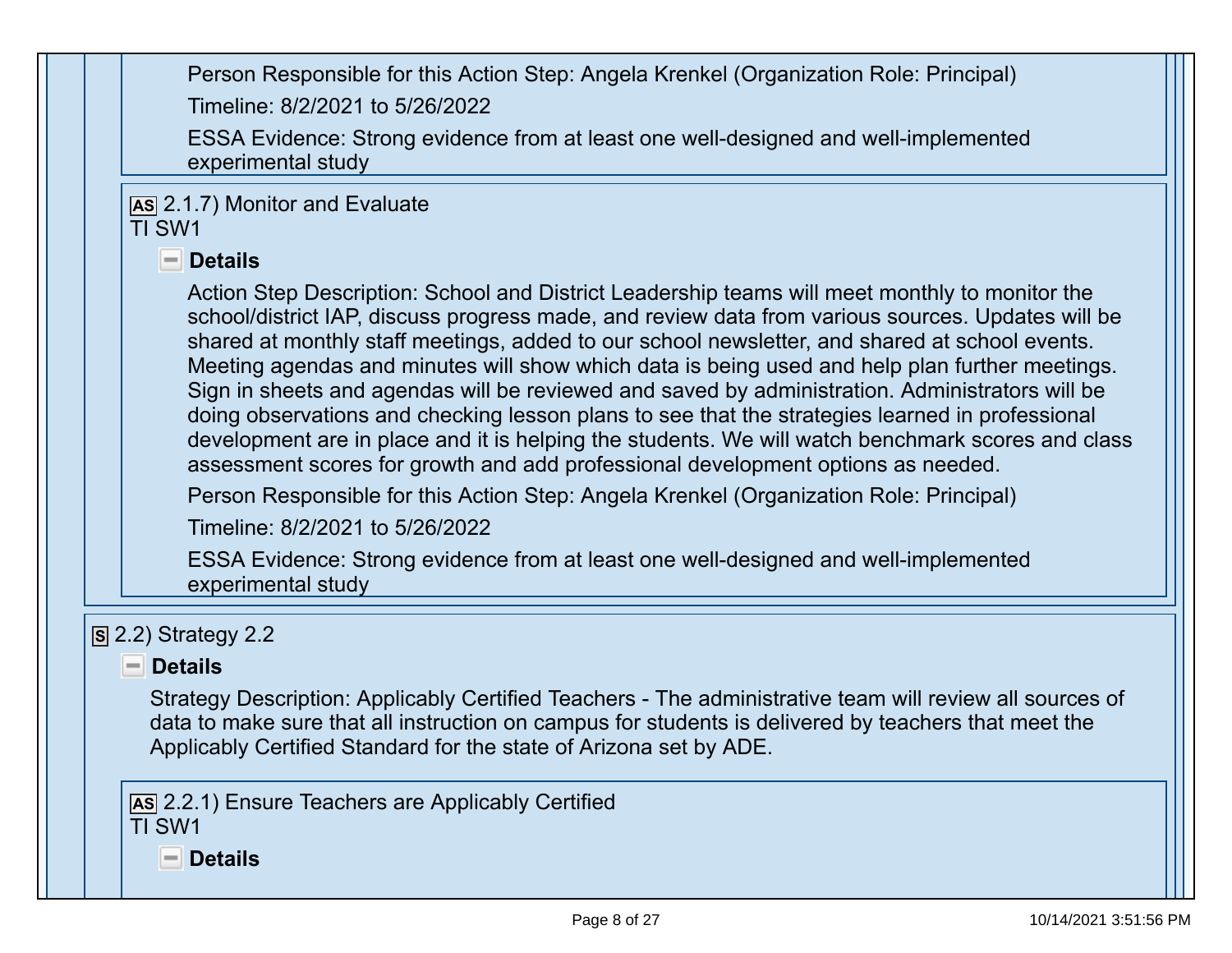Person Responsible for this Action Step: Angela Krenkel (Organization Role: Principal)

Timeline: 8/2/2021 to 5/26/2022

ESSA Evidence: Strong evidence from at least one well-designed and well-implemented experimental study

**AS** 2.1.7) Monitor and Evaluate
TI SW1

**Details**

Action Step Description: School and District Leadership teams will meet monthly to monitor the school/district IAP, discuss progress made, and review data from various sources. Updates will be shared at monthly staff meetings, added to our school newsletter, and shared at school events. Meeting agendas and minutes will show which data is being used and help plan further meetings. Sign in sheets and agendas will be reviewed and saved by administration. Administrators will be doing observations and checking lesson plans to see that the strategies learned in professional development are in place and it is helping the students. We will watch benchmark scores and class assessment scores for growth and add professional development options as needed.

Person Responsible for this Action Step: Angela Krenkel (Organization Role: Principal)

Timeline: 8/2/2021 to 5/26/2022

ESSA Evidence: Strong evidence from at least one well-designed and well-implemented experimental study

**S** 2.2) Strategy 2.2

**Details**

Strategy Description: Applicably Certified Teachers - The administrative team will review all sources of data to make sure that all instruction on campus for students is delivered by teachers that meet the Applicably Certified Standard for the state of Arizona set by ADE.

**AS** 2.2.1) Ensure Teachers are Applicably Certified
TI SW1

**Details**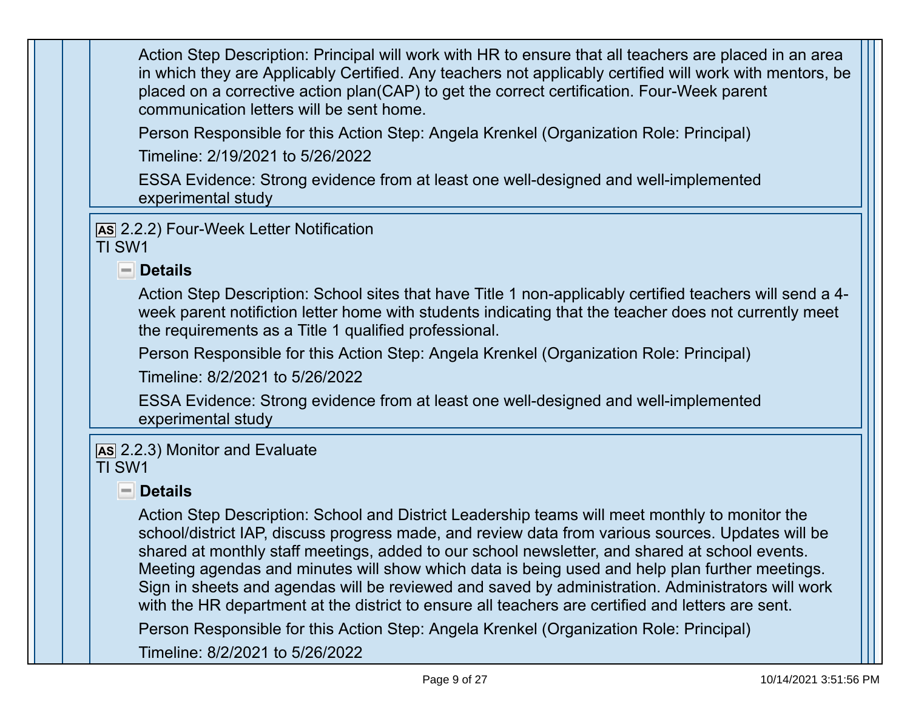Action Step Description: Principal will work with HR to ensure that all teachers are placed in an area in which they are Applicably Certified. Any teachers not applicably certified will work with mentors, be placed on a corrective action plan(CAP) to get the correct certification. Four-Week parent communication letters will be sent home.

Person Responsible for this Action Step: Angela Krenkel (Organization Role: Principal)

Timeline: 2/19/2021 to 5/26/2022

ESSA Evidence: Strong evidence from at least one well-designed and well-implemented experimental study

AS 2.2.2) Four-Week Letter Notification
TI SW1

**Details**

Action Step Description: School sites that have Title 1 non-applicably certified teachers will send a 4-week parent notifiction letter home with students indicating that the teacher does not currently meet the requirements as a Title 1 qualified professional.

Person Responsible for this Action Step: Angela Krenkel (Organization Role: Principal)

Timeline: 8/2/2021 to 5/26/2022

ESSA Evidence: Strong evidence from at least one well-designed and well-implemented experimental study

AS 2.2.3) Monitor and Evaluate
TI SW1

**Details**

Action Step Description: School and District Leadership teams will meet monthly to monitor the school/district IAP, discuss progress made, and review data from various sources. Updates will be shared at monthly staff meetings, added to our school newsletter, and shared at school events. Meeting agendas and minutes will show which data is being used and help plan further meetings. Sign in sheets and agendas will be reviewed and saved by administration. Administrators will work with the HR department at the district to ensure all teachers are certified and letters are sent.

Person Responsible for this Action Step: Angela Krenkel (Organization Role: Principal)

Timeline: 8/2/2021 to 5/26/2022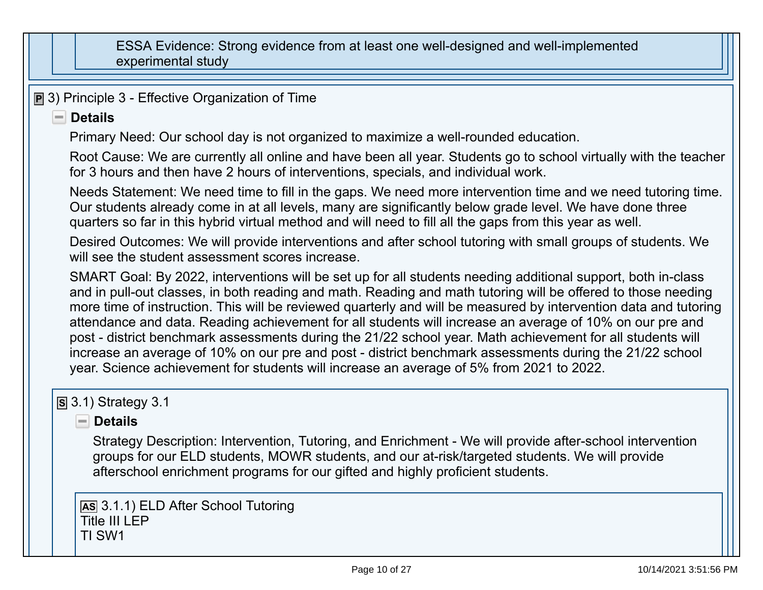ESSA Evidence: Strong evidence from at least one well-designed and well-implemented experimental study

## P 3) Principle 3 - Effective Organization of Time

### Details

Primary Need: Our school day is not organized to maximize a well-rounded education.

Root Cause: We are currently all online and have been all year. Students go to school virtually with the teacher for 3 hours and then have 2 hours of interventions, specials, and individual work.

Needs Statement: We need time to fill in the gaps. We need more intervention time and we need tutoring time. Our students already come in at all levels, many are significantly below grade level. We have done three quarters so far in this hybrid virtual method and will need to fill all the gaps from this year as well.

Desired Outcomes: We will provide interventions and after school tutoring with small groups of students. We will see the student assessment scores increase.

SMART Goal: By 2022, interventions will be set up for all students needing additional support, both in-class and in pull-out classes, in both reading and math. Reading and math tutoring will be offered to those needing more time of instruction. This will be reviewed quarterly and will be measured by intervention data and tutoring attendance and data. Reading achievement for all students will increase an average of 10% on our pre and post - district benchmark assessments during the 21/22 school year. Math achievement for all students will increase an average of 10% on our pre and post - district benchmark assessments during the 21/22 school year. Science achievement for students will increase an average of 5% from 2021 to 2022.

### S 3.1) Strategy 3.1

#### Details

Strategy Description: Intervention, Tutoring, and Enrichment - We will provide after-school intervention groups for our ELD students, MOWR students, and our at-risk/targeted students. We will provide afterschool enrichment programs for our gifted and highly proficient students.

**AS** 3.1.1) ELD After School Tutoring
Title III LEP
TI SW1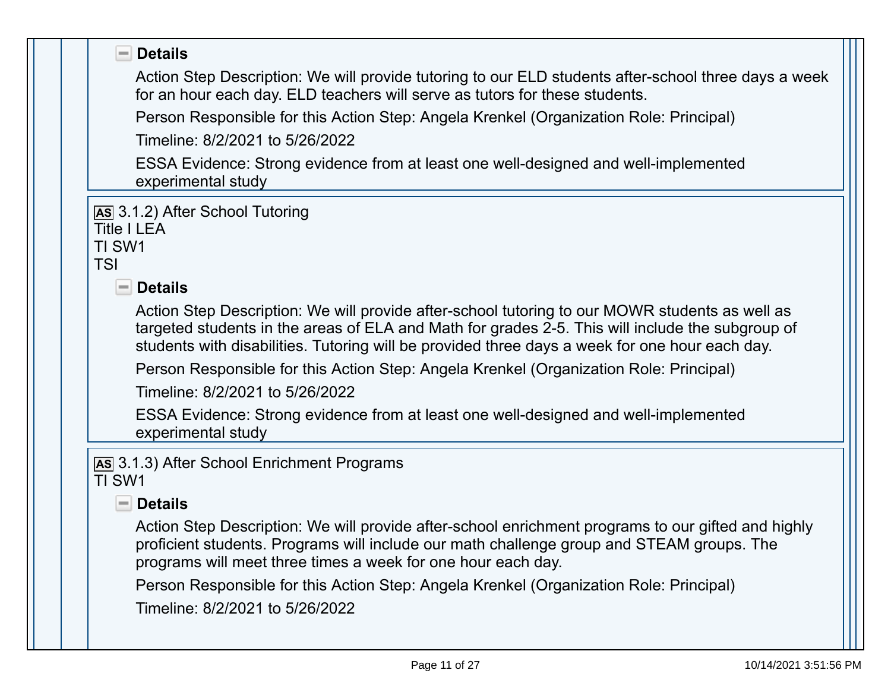**Details**

Action Step Description: We will provide tutoring to our ELD students after-school three days a week for an hour each day. ELD teachers will serve as tutors for these students.

Person Responsible for this Action Step: Angela Krenkel (Organization Role: Principal)

Timeline: 8/2/2021 to 5/26/2022

ESSA Evidence: Strong evidence from at least one well-designed and well-implemented experimental study

**AS** 3.1.2) After School Tutoring
Title I LEA
TI SW1
TSI

**Details**

Action Step Description: We will provide after-school tutoring to our MOWR students as well as targeted students in the areas of ELA and Math for grades 2-5. This will include the subgroup of students with disabilities. Tutoring will be provided three days a week for one hour each day.

Person Responsible for this Action Step: Angela Krenkel (Organization Role: Principal)

Timeline: 8/2/2021 to 5/26/2022

ESSA Evidence: Strong evidence from at least one well-designed and well-implemented experimental study

**AS** 3.1.3) After School Enrichment Programs
TI SW1

**Details**

Action Step Description: We will provide after-school enrichment programs to our gifted and highly proficient students. Programs will include our math challenge group and STEAM groups. The programs will meet three times a week for one hour each day.

Person Responsible for this Action Step: Angela Krenkel (Organization Role: Principal)

Timeline: 8/2/2021 to 5/26/2022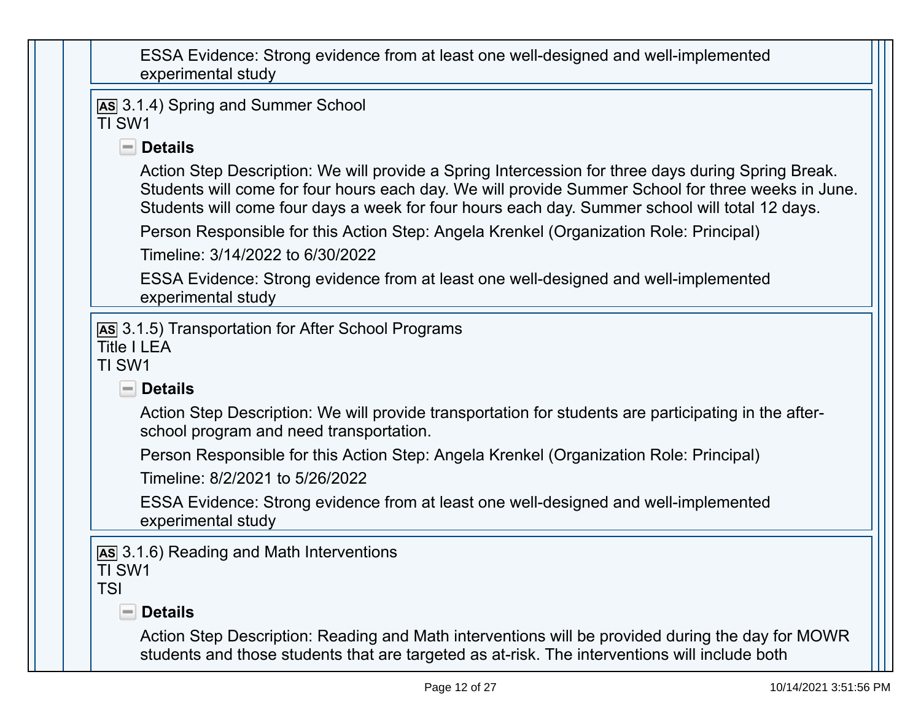ESSA Evidence: Strong evidence from at least one well-designed and well-implemented experimental study

**AS** 3.1.4) Spring and Summer School
TI SW1

**Details**

Action Step Description: We will provide a Spring Intercession for three days during Spring Break. Students will come for four hours each day. We will provide Summer School for three weeks in June. Students will come four days a week for four hours each day. Summer school will total 12 days.

Person Responsible for this Action Step: Angela Krenkel (Organization Role: Principal)

Timeline: 3/14/2022 to 6/30/2022

ESSA Evidence: Strong evidence from at least one well-designed and well-implemented experimental study

**AS** 3.1.5) Transportation for After School Programs
Title I LEA
TI SW1

**Details**

Action Step Description: We will provide transportation for students are participating in the after-school program and need transportation.

Person Responsible for this Action Step: Angela Krenkel (Organization Role: Principal)

Timeline: 8/2/2021 to 5/26/2022

ESSA Evidence: Strong evidence from at least one well-designed and well-implemented experimental study

**AS** 3.1.6) Reading and Math Interventions
TI SW1
TSI

**Details**

Action Step Description: Reading and Math interventions will be provided during the day for MOWR students and those students that are targeted as at-risk. The interventions will include both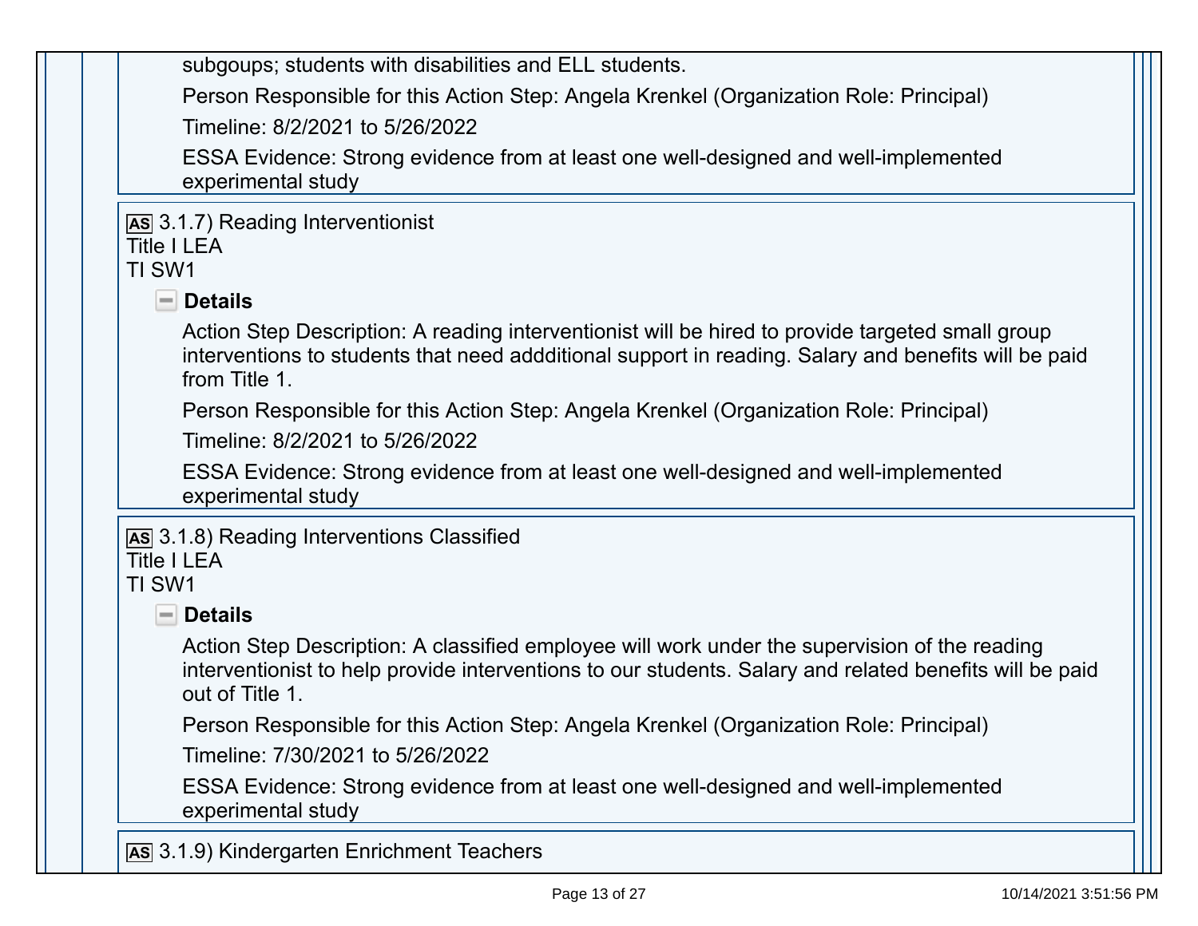subgoups; students with disabilities and ELL students.

Person Responsible for this Action Step: Angela Krenkel (Organization Role: Principal)

Timeline: 8/2/2021 to 5/26/2022

ESSA Evidence: Strong evidence from at least one well-designed and well-implemented experimental study

**AS** 3.1.7) Reading Interventionist
Title I LEA
TI SW1

**Details**

Action Step Description: A reading interventionist will be hired to provide targeted small group interventions to students that need addditional support in reading. Salary and benefits will be paid from Title 1.

Person Responsible for this Action Step: Angela Krenkel (Organization Role: Principal)

Timeline: 8/2/2021 to 5/26/2022

ESSA Evidence: Strong evidence from at least one well-designed and well-implemented experimental study

**AS** 3.1.8) Reading Interventions Classified
Title I LEA
TI SW1

**Details**

Action Step Description: A classified employee will work under the supervision of the reading interventionist to help provide interventions to our students. Salary and related benefits will be paid out of Title 1.

Person Responsible for this Action Step: Angela Krenkel (Organization Role: Principal)

Timeline: 7/30/2021 to 5/26/2022

ESSA Evidence: Strong evidence from at least one well-designed and well-implemented experimental study

**AS** 3.1.9) Kindergarten Enrichment Teachers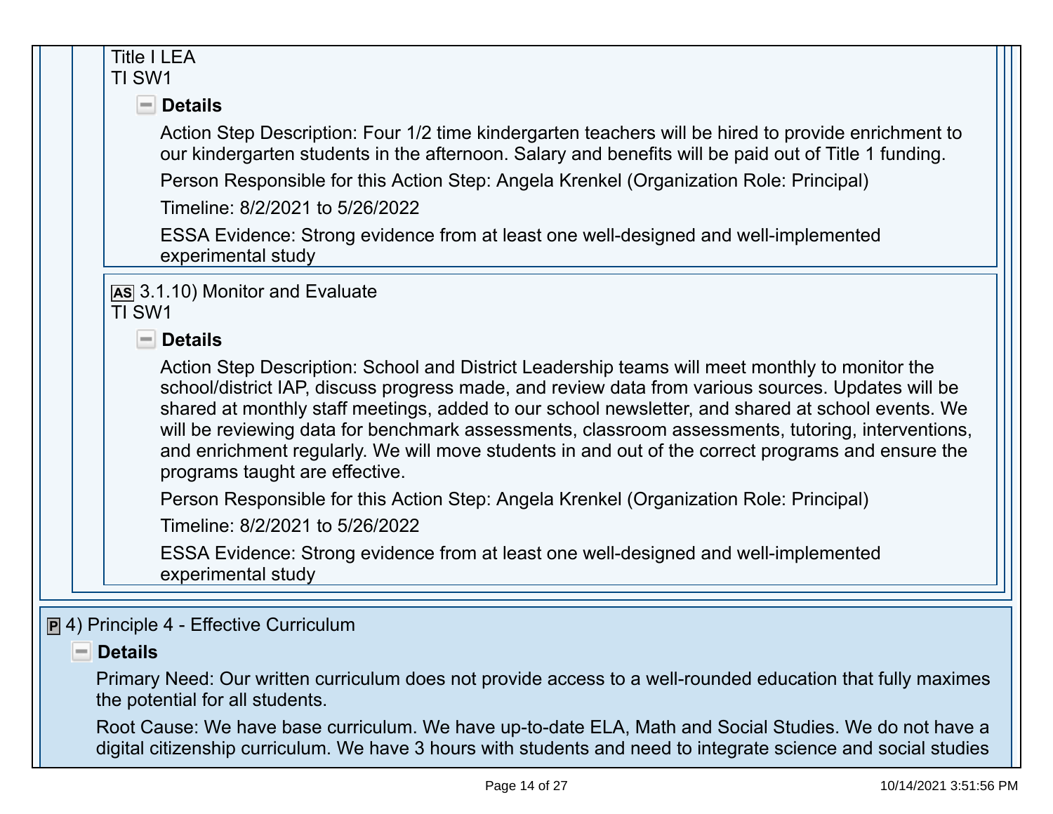Title I LEA
TI SW1

**Details**

Action Step Description: Four 1/2 time kindergarten teachers will be hired to provide enrichment to our kindergarten students in the afternoon. Salary and benefits will be paid out of Title 1 funding.

Person Responsible for this Action Step: Angela Krenkel (Organization Role: Principal)

Timeline: 8/2/2021 to 5/26/2022

ESSA Evidence: Strong evidence from at least one well-designed and well-implemented experimental study

AS 3.1.10) Monitor and Evaluate
TI SW1

**Details**

Action Step Description: School and District Leadership teams will meet monthly to monitor the school/district IAP, discuss progress made, and review data from various sources. Updates will be shared at monthly staff meetings, added to our school newsletter, and shared at school events. We will be reviewing data for benchmark assessments, classroom assessments, tutoring, interventions, and enrichment regularly. We will move students in and out of the correct programs and ensure the programs taught are effective.

Person Responsible for this Action Step: Angela Krenkel (Organization Role: Principal)

Timeline: 8/2/2021 to 5/26/2022

ESSA Evidence: Strong evidence from at least one well-designed and well-implemented experimental study

P 4) Principle 4 - Effective Curriculum

**Details**

Primary Need: Our written curriculum does not provide access to a well-rounded education that fully maximes the potential for all students.

Root Cause: We have base curriculum. We have up-to-date ELA, Math and Social Studies. We do not have a digital citizenship curriculum. We have 3 hours with students and need to integrate science and social studies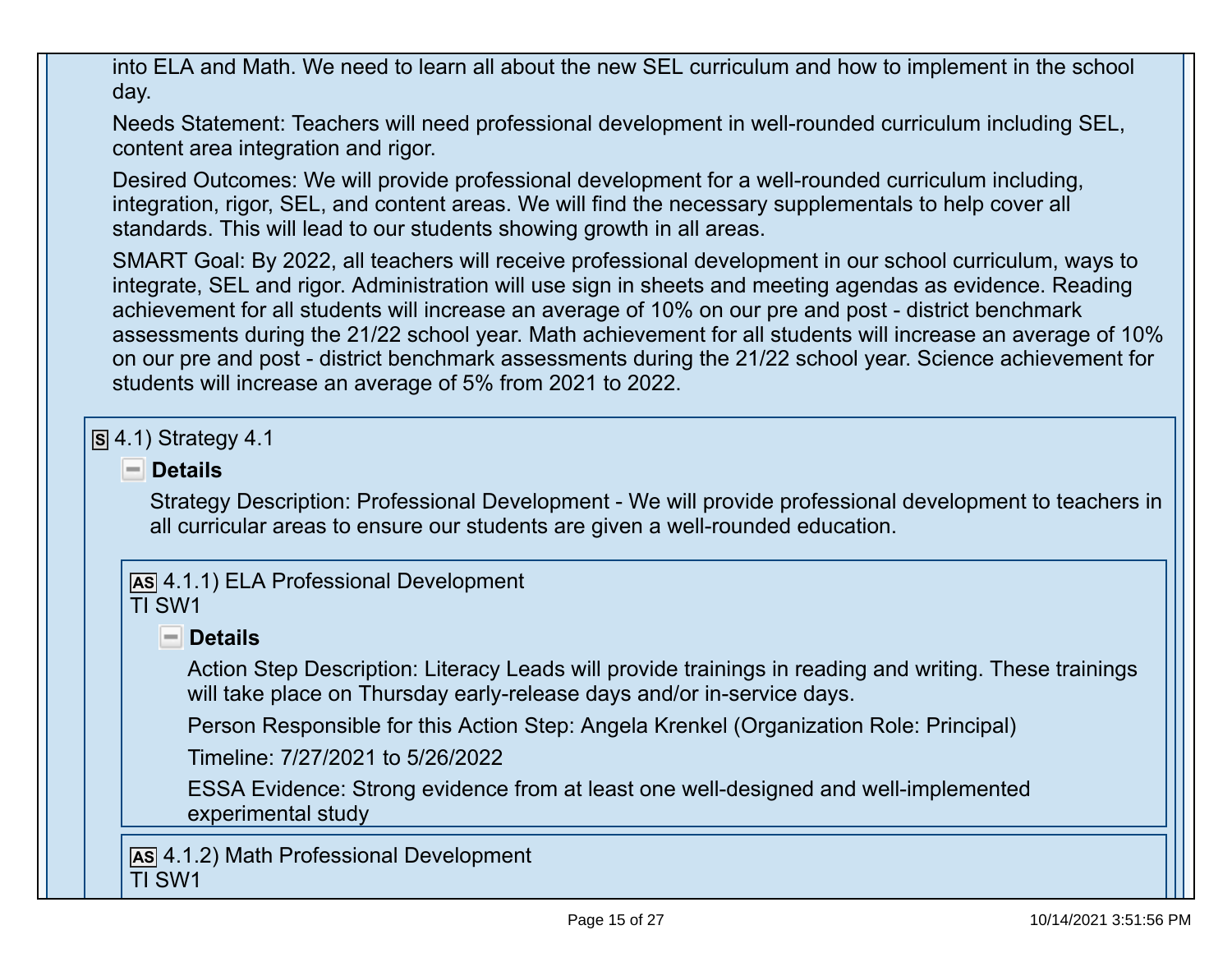into ELA and Math. We need to learn all about the new SEL curriculum and how to implement in the school day.

Needs Statement: Teachers will need professional development in well-rounded curriculum including SEL, content area integration and rigor.

Desired Outcomes: We will provide professional development for a well-rounded curriculum including, integration, rigor, SEL, and content areas. We will find the necessary supplementals to help cover all standards. This will lead to our students showing growth in all areas.

SMART Goal: By 2022, all teachers will receive professional development in our school curriculum, ways to integrate, SEL and rigor. Administration will use sign in sheets and meeting agendas as evidence. Reading achievement for all students will increase an average of 10% on our pre and post - district benchmark assessments during the 21/22 school year. Math achievement for all students will increase an average of 10% on our pre and post - district benchmark assessments during the 21/22 school year. Science achievement for students will increase an average of 5% from 2021 to 2022.

### S 4.1) Strategy 4.1

**Details**

Strategy Description: Professional Development - We will provide professional development to teachers in all curricular areas to ensure our students are given a well-rounded education.

#### AS 4.1.1) ELA Professional Development
TI SW1

**Details**

Action Step Description: Literacy Leads will provide trainings in reading and writing. These trainings will take place on Thursday early-release days and/or in-service days.

Person Responsible for this Action Step: Angela Krenkel (Organization Role: Principal)

Timeline: 7/27/2021 to 5/26/2022

ESSA Evidence: Strong evidence from at least one well-designed and well-implemented experimental study

#### AS 4.1.2) Math Professional Development
TI SW1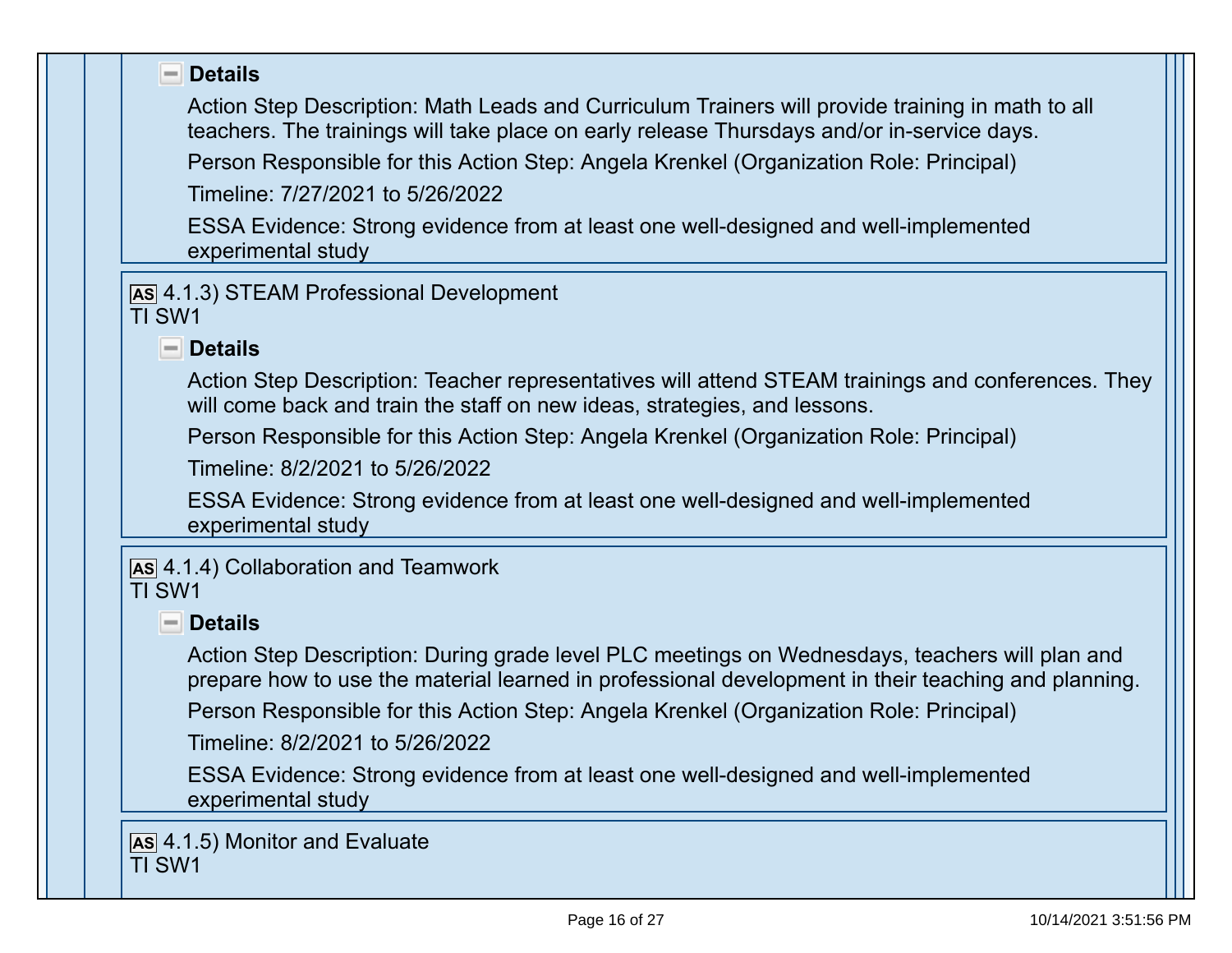**Details**

Action Step Description: Math Leads and Curriculum Trainers will provide training in math to all teachers. The trainings will take place on early release Thursdays and/or in-service days.

Person Responsible for this Action Step: Angela Krenkel (Organization Role: Principal)

Timeline: 7/27/2021 to 5/26/2022

ESSA Evidence: Strong evidence from at least one well-designed and well-implemented experimental study

AS 4.1.3) STEAM Professional Development
TI SW1

**Details**

Action Step Description: Teacher representatives will attend STEAM trainings and conferences. They will come back and train the staff on new ideas, strategies, and lessons.

Person Responsible for this Action Step: Angela Krenkel (Organization Role: Principal)

Timeline: 8/2/2021 to 5/26/2022

ESSA Evidence: Strong evidence from at least one well-designed and well-implemented experimental study

AS 4.1.4) Collaboration and Teamwork
TI SW1

**Details**

Action Step Description: During grade level PLC meetings on Wednesdays, teachers will plan and prepare how to use the material learned in professional development in their teaching and planning.

Person Responsible for this Action Step: Angela Krenkel (Organization Role: Principal)

Timeline: 8/2/2021 to 5/26/2022

ESSA Evidence: Strong evidence from at least one well-designed and well-implemented experimental study

AS 4.1.5) Monitor and Evaluate
TI SW1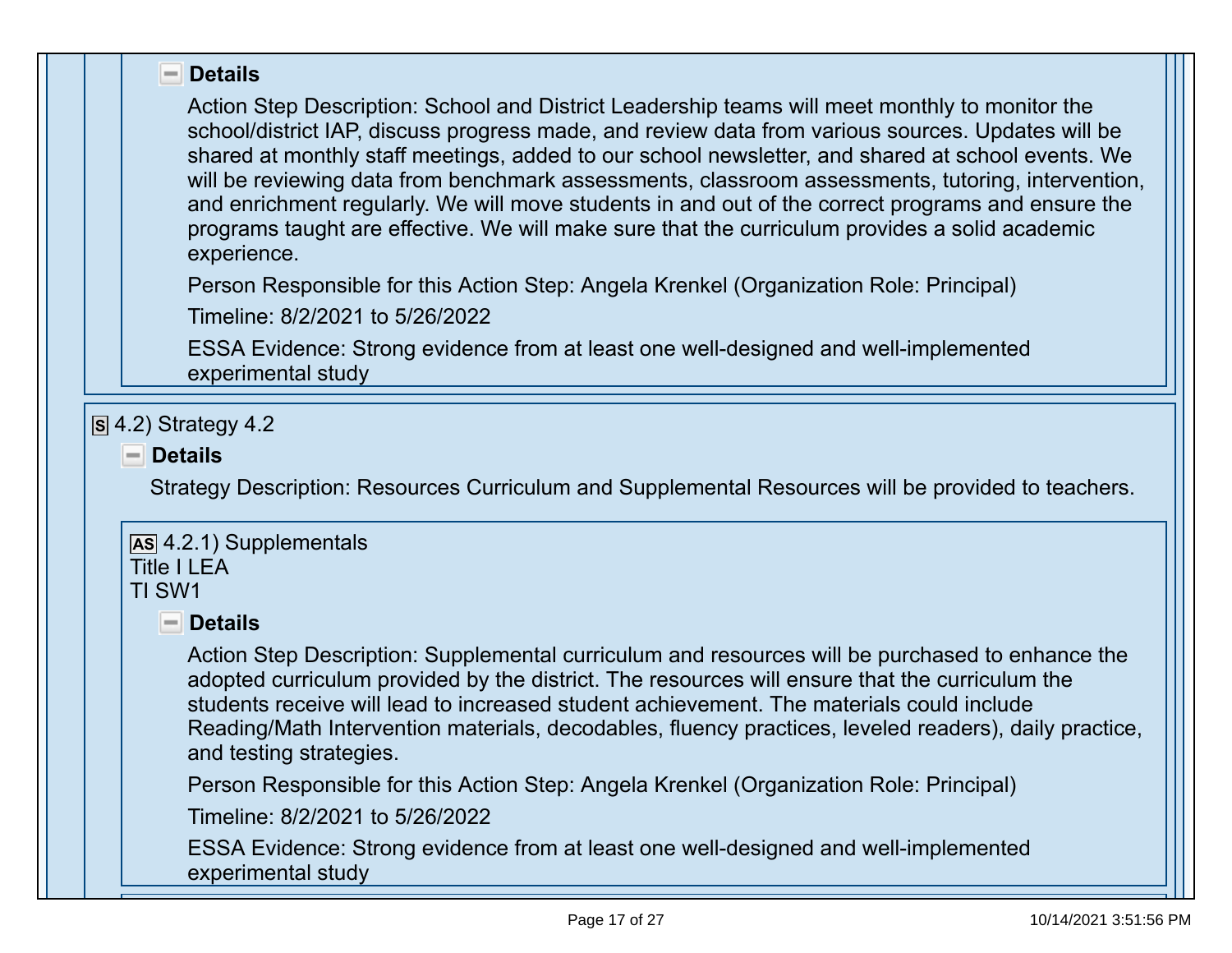**Details**

Action Step Description: School and District Leadership teams will meet monthly to monitor the school/district IAP, discuss progress made, and review data from various sources. Updates will be shared at monthly staff meetings, added to our school newsletter, and shared at school events. We will be reviewing data from benchmark assessments, classroom assessments, tutoring, intervention, and enrichment regularly. We will move students in and out of the correct programs and ensure the programs taught are effective. We will make sure that the curriculum provides a solid academic experience.

Person Responsible for this Action Step: Angela Krenkel (Organization Role: Principal)

Timeline: 8/2/2021 to 5/26/2022

ESSA Evidence: Strong evidence from at least one well-designed and well-implemented experimental study

S 4.2) Strategy 4.2

**Details**

Strategy Description: Resources Curriculum and Supplemental Resources will be provided to teachers.

AS 4.2.1) Supplementals
Title I LEA
TI SW1

**Details**

Action Step Description: Supplemental curriculum and resources will be purchased to enhance the adopted curriculum provided by the district. The resources will ensure that the curriculum the students receive will lead to increased student achievement. The materials could include Reading/Math Intervention materials, decodables, fluency practices, leveled readers), daily practice, and testing strategies.

Person Responsible for this Action Step: Angela Krenkel (Organization Role: Principal)

Timeline: 8/2/2021 to 5/26/2022

ESSA Evidence: Strong evidence from at least one well-designed and well-implemented experimental study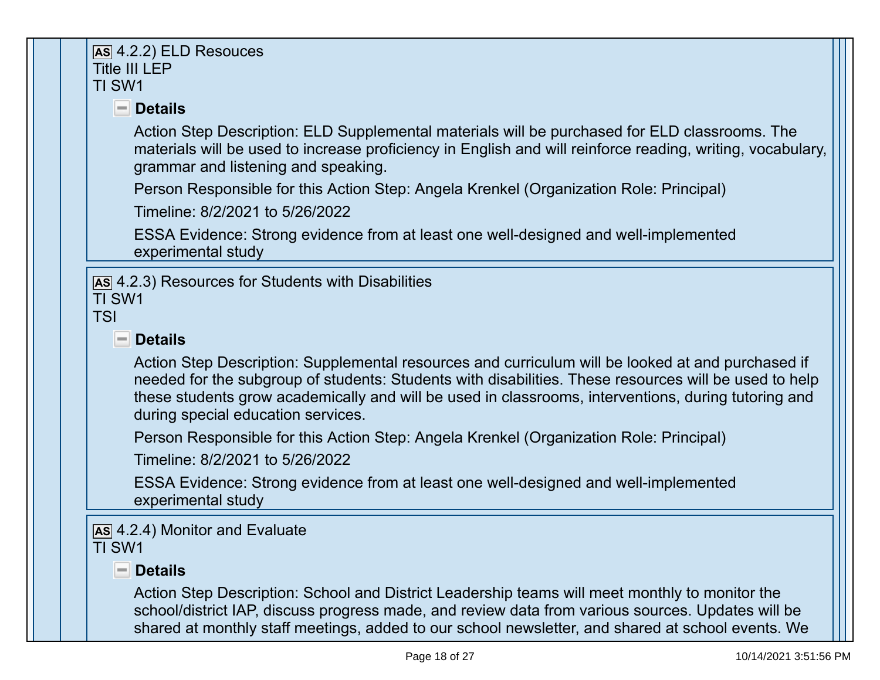**AS** 4.2.2) ELD Resouces
Title III LEP
TI SW1

**Details**

Action Step Description: ELD Supplemental materials will be purchased for ELD classrooms. The materials will be used to increase proficiency in English and will reinforce reading, writing, vocabulary, grammar and listening and speaking.

Person Responsible for this Action Step: Angela Krenkel (Organization Role: Principal)

Timeline: 8/2/2021 to 5/26/2022

ESSA Evidence: Strong evidence from at least one well-designed and well-implemented experimental study

**AS** 4.2.3) Resources for Students with Disabilities
TI SW1
TSI

**Details**

Action Step Description: Supplemental resources and curriculum will be looked at and purchased if needed for the subgroup of students: Students with disabilities. These resources will be used to help these students grow academically and will be used in classrooms, interventions, during tutoring and during special education services.

Person Responsible for this Action Step: Angela Krenkel (Organization Role: Principal)

Timeline: 8/2/2021 to 5/26/2022

ESSA Evidence: Strong evidence from at least one well-designed and well-implemented experimental study

**AS** 4.2.4) Monitor and Evaluate
TI SW1

**Details**

Action Step Description: School and District Leadership teams will meet monthly to monitor the school/district IAP, discuss progress made, and review data from various sources. Updates will be shared at monthly staff meetings, added to our school newsletter, and shared at school events. We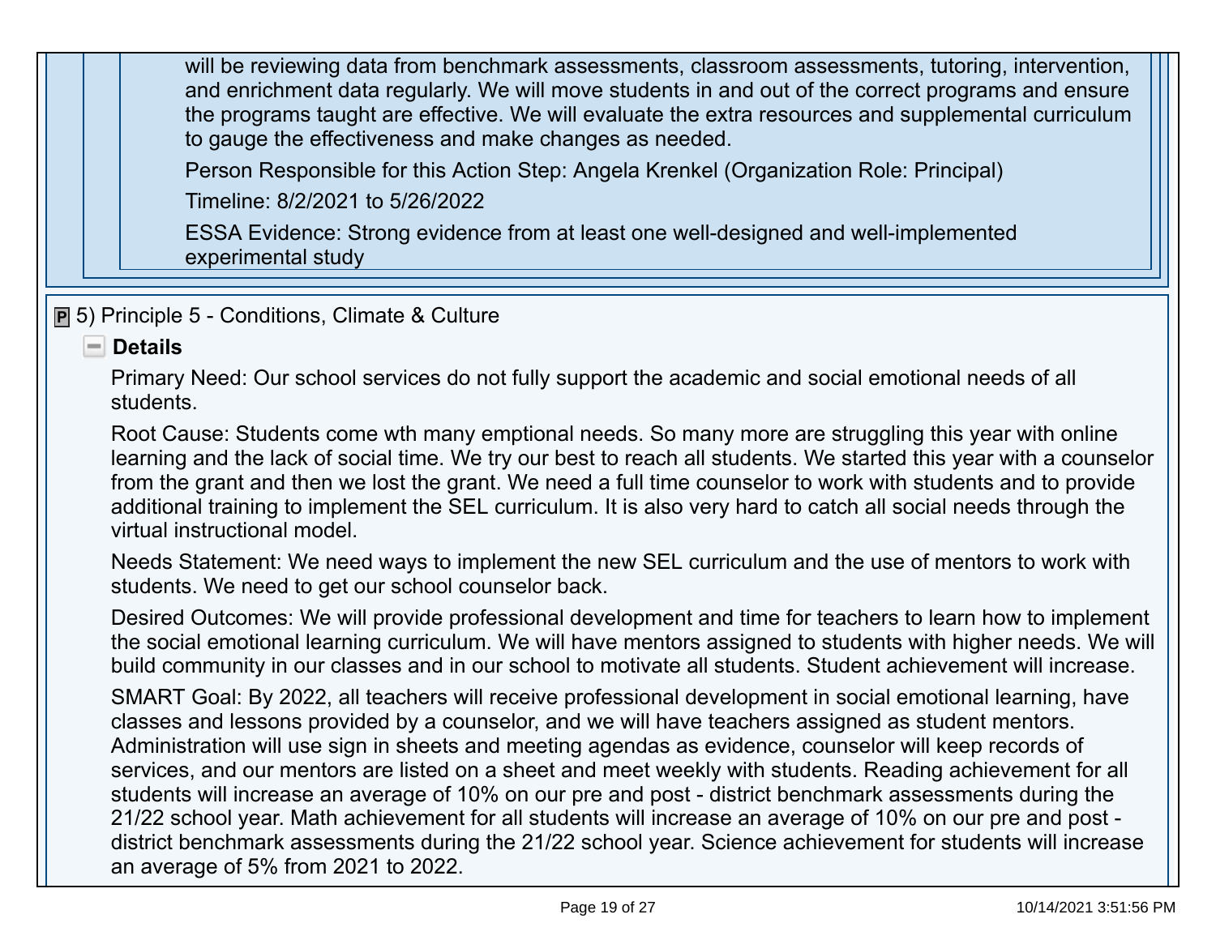will be reviewing data from benchmark assessments, classroom assessments, tutoring, intervention, and enrichment data regularly. We will move students in and out of the correct programs and ensure the programs taught are effective. We will evaluate the extra resources and supplemental curriculum to gauge the effectiveness and make changes as needed.

Person Responsible for this Action Step: Angela Krenkel (Organization Role: Principal)

Timeline: 8/2/2021 to 5/26/2022

ESSA Evidence: Strong evidence from at least one well-designed and well-implemented experimental study

## 5) Principle 5 - Conditions, Climate & Culture

### Details

Primary Need: Our school services do not fully support the academic and social emotional needs of all students.

Root Cause: Students come wth many emptional needs. So many more are struggling this year with online learning and the lack of social time. We try our best to reach all students. We started this year with a counselor from the grant and then we lost the grant. We need a full time counselor to work with students and to provide additional training to implement the SEL curriculum. It is also very hard to catch all social needs through the virtual instructional model.

Needs Statement: We need ways to implement the new SEL curriculum and the use of mentors to work with students. We need to get our school counselor back.

Desired Outcomes: We will provide professional development and time for teachers to learn how to implement the social emotional learning curriculum. We will have mentors assigned to students with higher needs. We will build community in our classes and in our school to motivate all students. Student achievement will increase.

SMART Goal: By 2022, all teachers will receive professional development in social emotional learning, have classes and lessons provided by a counselor, and we will have teachers assigned as student mentors. Administration will use sign in sheets and meeting agendas as evidence, counselor will keep records of services, and our mentors are listed on a sheet and meet weekly with students. Reading achievement for all students will increase an average of 10% on our pre and post - district benchmark assessments during the 21/22 school year. Math achievement for all students will increase an average of 10% on our pre and post - district benchmark assessments during the 21/22 school year. Science achievement for students will increase an average of 5% from 2021 to 2022.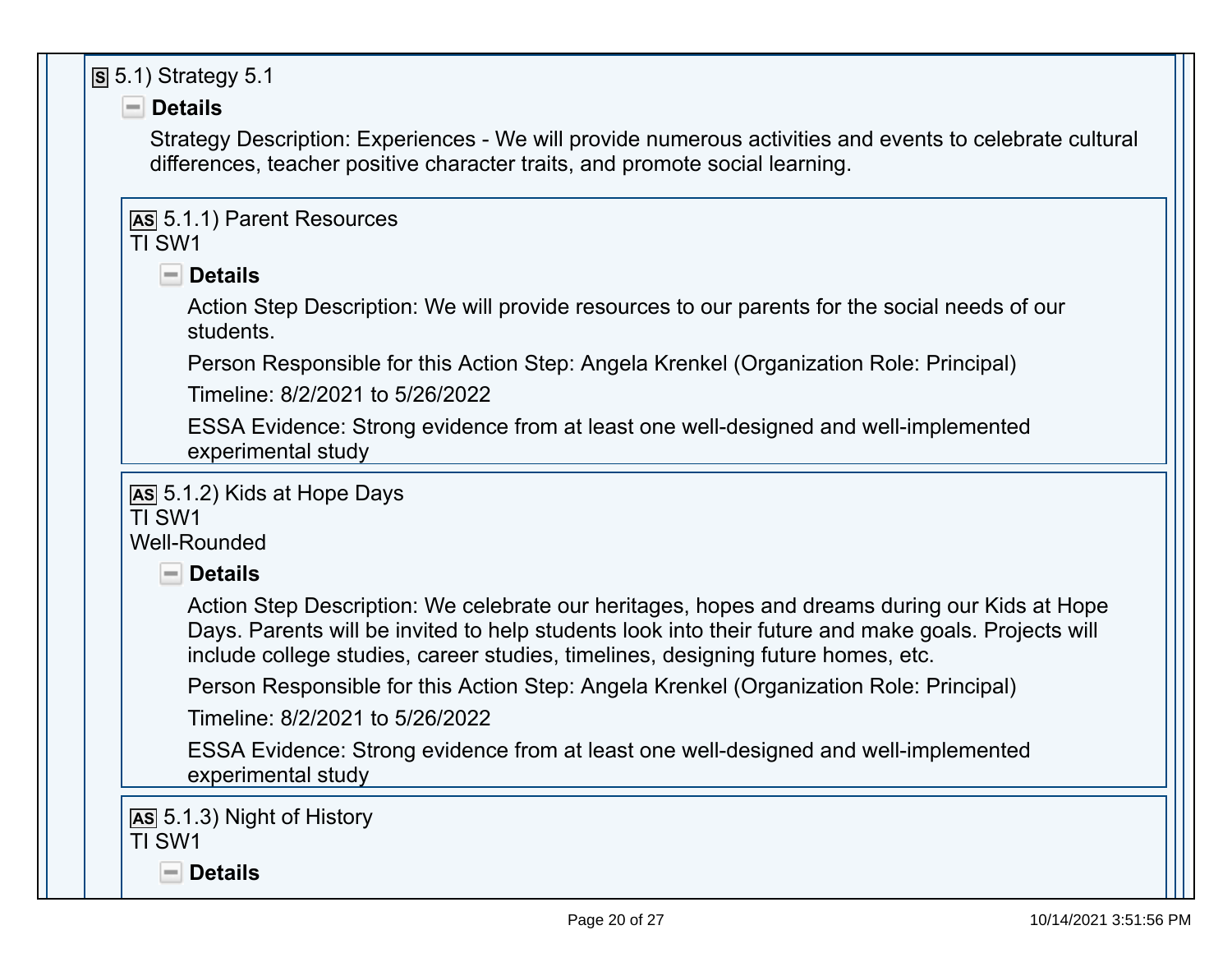### S 5.1) Strategy 5.1

**Details**

Strategy Description: Experiences - We will provide numerous activities and events to celebrate cultural differences, teacher positive character traits, and promote social learning.

#### AS 5.1.1) Parent Resources

TI SW1

**Details**

Action Step Description: We will provide resources to our parents for the social needs of our students.

Person Responsible for this Action Step: Angela Krenkel (Organization Role: Principal)

Timeline: 8/2/2021 to 5/26/2022

ESSA Evidence: Strong evidence from at least one well-designed and well-implemented experimental study

#### AS 5.1.2) Kids at Hope Days

TI SW1

Well-Rounded

**Details**

Action Step Description: We celebrate our heritages, hopes and dreams during our Kids at Hope Days. Parents will be invited to help students look into their future and make goals. Projects will include college studies, career studies, timelines, designing future homes, etc.

Person Responsible for this Action Step: Angela Krenkel (Organization Role: Principal)

Timeline: 8/2/2021 to 5/26/2022

ESSA Evidence: Strong evidence from at least one well-designed and well-implemented experimental study

#### AS 5.1.3) Night of History

TI SW1

**Details**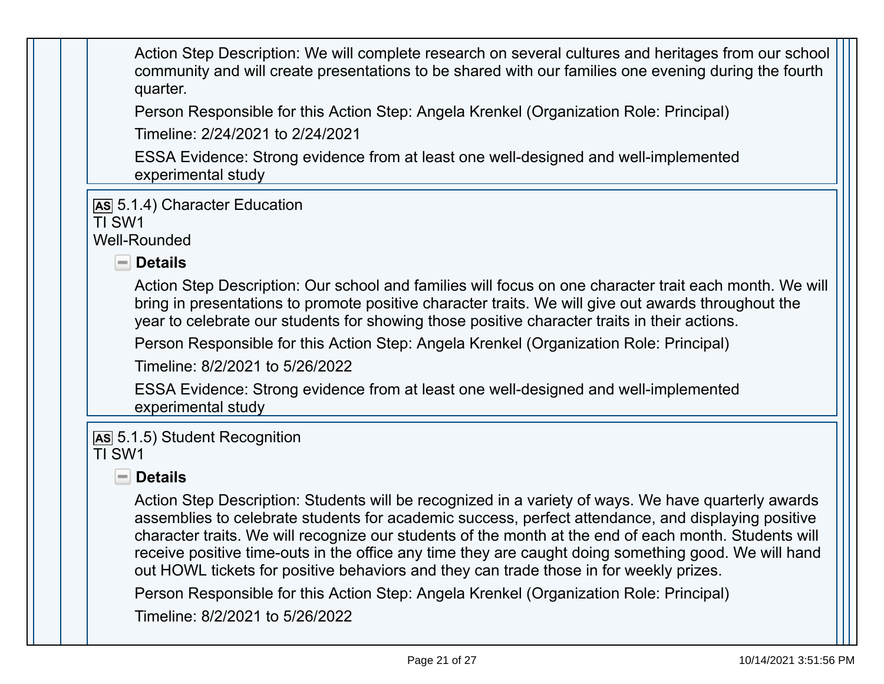Action Step Description: We will complete research on several cultures and heritages from our school community and will create presentations to be shared with our families one evening during the fourth quarter.

Person Responsible for this Action Step: Angela Krenkel (Organization Role: Principal)

Timeline: 2/24/2021 to 2/24/2021

ESSA Evidence: Strong evidence from at least one well-designed and well-implemented experimental study

**AS** 5.1.4) Character Education
TI SW1
Well-Rounded

**Details**

Action Step Description: Our school and families will focus on one character trait each month. We will bring in presentations to promote positive character traits. We will give out awards throughout the year to celebrate our students for showing those positive character traits in their actions.

Person Responsible for this Action Step: Angela Krenkel (Organization Role: Principal)

Timeline: 8/2/2021 to 5/26/2022

ESSA Evidence: Strong evidence from at least one well-designed and well-implemented experimental study

**AS** 5.1.5) Student Recognition
TI SW1

**Details**

Action Step Description: Students will be recognized in a variety of ways. We have quarterly awards assemblies to celebrate students for academic success, perfect attendance, and displaying positive character traits. We will recognize our students of the month at the end of each month. Students will receive positive time-outs in the office any time they are caught doing something good. We will hand out HOWL tickets for positive behaviors and they can trade those in for weekly prizes.

Person Responsible for this Action Step: Angela Krenkel (Organization Role: Principal)

Timeline: 8/2/2021 to 5/26/2022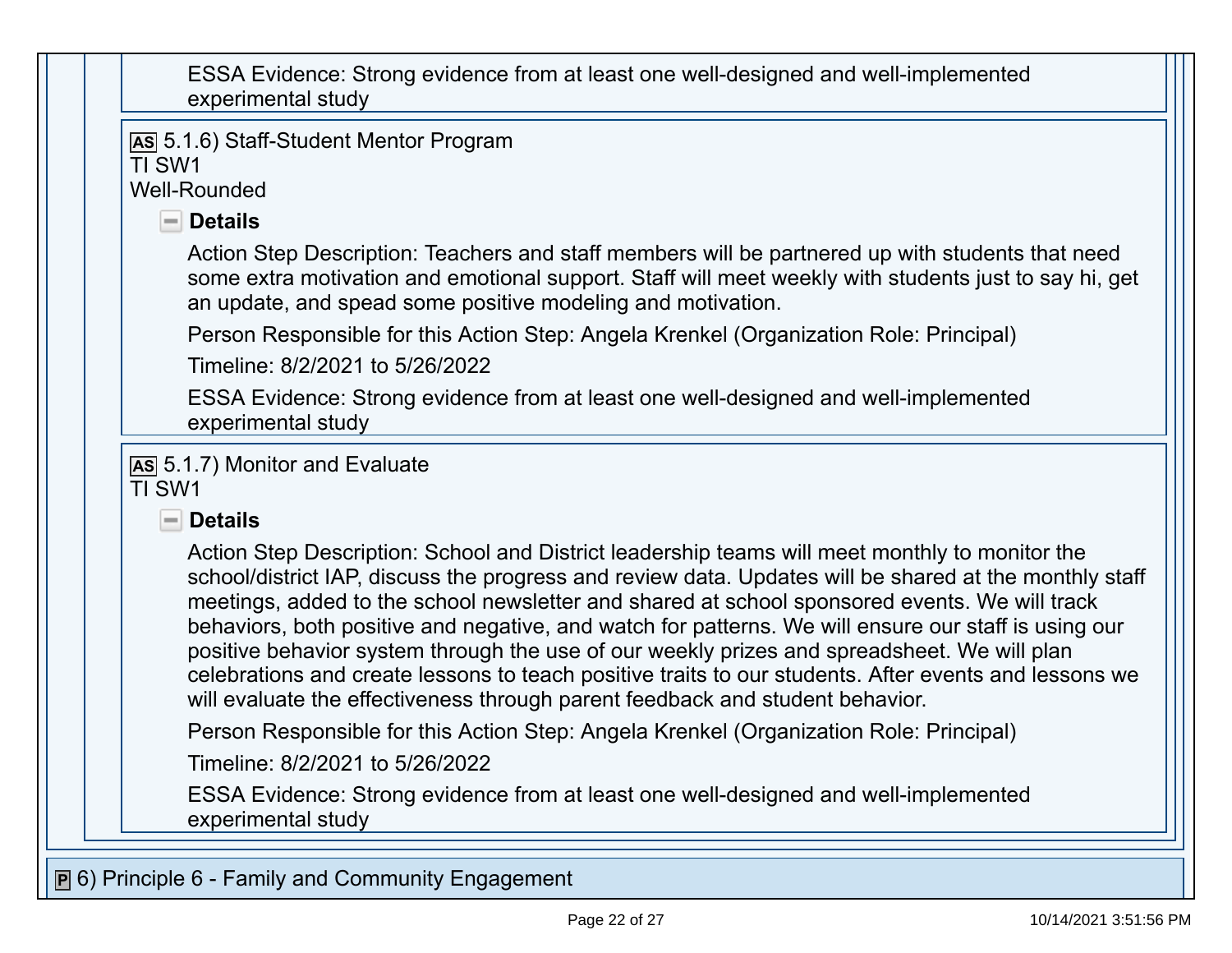ESSA Evidence: Strong evidence from at least one well-designed and well-implemented experimental study

**AS** 5.1.6) Staff-Student Mentor Program
TI SW1
Well-Rounded

**Details**

Action Step Description: Teachers and staff members will be partnered up with students that need some extra motivation and emotional support. Staff will meet weekly with students just to say hi, get an update, and spead some positive modeling and motivation.

Person Responsible for this Action Step: Angela Krenkel (Organization Role: Principal)

Timeline: 8/2/2021 to 5/26/2022

ESSA Evidence: Strong evidence from at least one well-designed and well-implemented experimental study

**AS** 5.1.7) Monitor and Evaluate
TI SW1

**Details**

Action Step Description: School and District leadership teams will meet monthly to monitor the school/district IAP, discuss the progress and review data. Updates will be shared at the monthly staff meetings, added to the school newsletter and shared at school sponsored events. We will track behaviors, both positive and negative, and watch for patterns. We will ensure our staff is using our positive behavior system through the use of our weekly prizes and spreadsheet. We will plan celebrations and create lessons to teach positive traits to our students. After events and lessons we will evaluate the effectiveness through parent feedback and student behavior.

Person Responsible for this Action Step: Angela Krenkel (Organization Role: Principal)

Timeline: 8/2/2021 to 5/26/2022

ESSA Evidence: Strong evidence from at least one well-designed and well-implemented experimental study

**P** 6) Principle 6 - Family and Community Engagement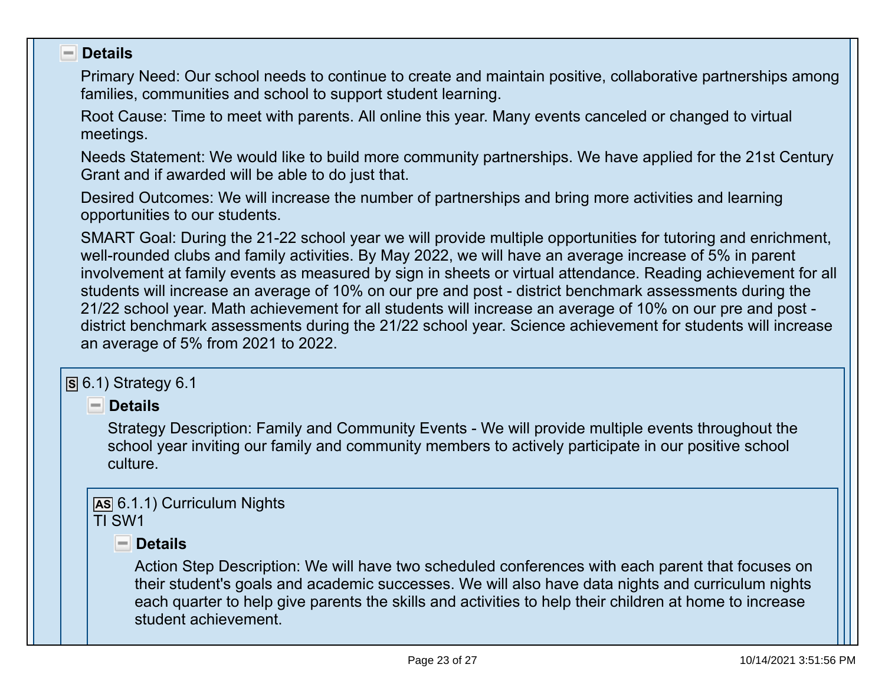**Details**

Primary Need: Our school needs to continue to create and maintain positive, collaborative partnerships among families, communities and school to support student learning.

Root Cause: Time to meet with parents. All online this year. Many events canceled or changed to virtual meetings.

Needs Statement: We would like to build more community partnerships. We have applied for the 21st Century Grant and if awarded will be able to do just that.

Desired Outcomes: We will increase the number of partnerships and bring more activities and learning opportunities to our students.

SMART Goal: During the 21-22 school year we will provide multiple opportunities for tutoring and enrichment, well-rounded clubs and family activities. By May 2022, we will have an average increase of 5% in parent involvement at family events as measured by sign in sheets or virtual attendance. Reading achievement for all students will increase an average of 10% on our pre and post - district benchmark assessments during the 21/22 school year. Math achievement for all students will increase an average of 10% on our pre and post - district benchmark assessments during the 21/22 school year. Science achievement for students will increase an average of 5% from 2021 to 2022.

### S 6.1) Strategy 6.1

**Details**

Strategy Description: Family and Community Events - We will provide multiple events throughout the school year inviting our family and community members to actively participate in our positive school culture.

#### AS 6.1.1) Curriculum Nights

TI SW1

**Details**

Action Step Description: We will have two scheduled conferences with each parent that focuses on their student's goals and academic successes. We will also have data nights and curriculum nights each quarter to help give parents the skills and activities to help their children at home to increase student achievement.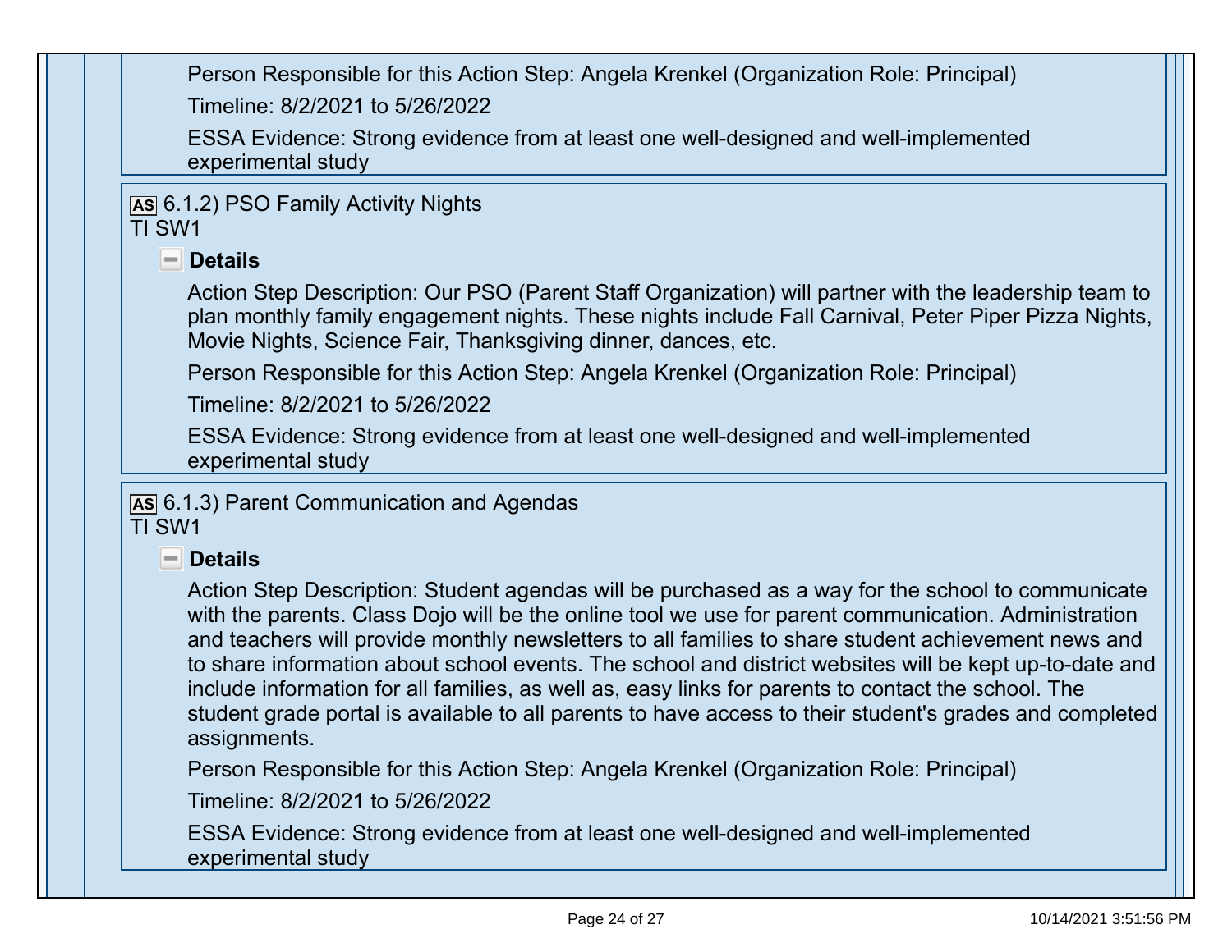Person Responsible for this Action Step: Angela Krenkel (Organization Role: Principal)

Timeline: 8/2/2021 to 5/26/2022

ESSA Evidence: Strong evidence from at least one well-designed and well-implemented experimental study

**AS** 6.1.2) PSO Family Activity Nights
TI SW1

**Details**

Action Step Description: Our PSO (Parent Staff Organization) will partner with the leadership team to plan monthly family engagement nights. These nights include Fall Carnival, Peter Piper Pizza Nights, Movie Nights, Science Fair, Thanksgiving dinner, dances, etc.

Person Responsible for this Action Step: Angela Krenkel (Organization Role: Principal)

Timeline: 8/2/2021 to 5/26/2022

ESSA Evidence: Strong evidence from at least one well-designed and well-implemented experimental study

**AS** 6.1.3) Parent Communication and Agendas
TI SW1

**Details**

Action Step Description: Student agendas will be purchased as a way for the school to communicate with the parents. Class Dojo will be the online tool we use for parent communication. Administration and teachers will provide monthly newsletters to all families to share student achievement news and to share information about school events. The school and district websites will be kept up-to-date and include information for all families, as well as, easy links for parents to contact the school. The student grade portal is available to all parents to have access to their student's grades and completed assignments.

Person Responsible for this Action Step: Angela Krenkel (Organization Role: Principal)

Timeline: 8/2/2021 to 5/26/2022

ESSA Evidence: Strong evidence from at least one well-designed and well-implemented experimental study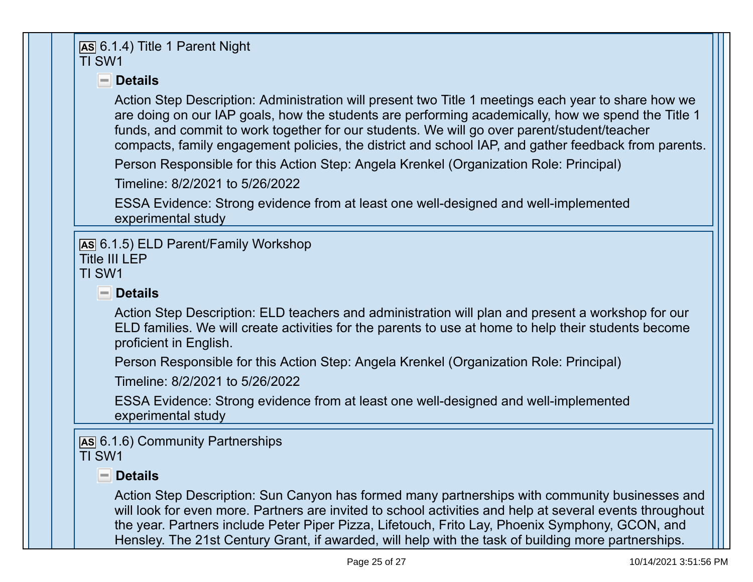**AS** 6.1.4) Title 1 Parent Night
TI SW1

**Details**

Action Step Description: Administration will present two Title 1 meetings each year to share how we are doing on our IAP goals, how the students are performing academically, how we spend the Title 1 funds, and commit to work together for our students. We will go over parent/student/teacher compacts, family engagement policies, the district and school IAP, and gather feedback from parents.

Person Responsible for this Action Step: Angela Krenkel (Organization Role: Principal)

Timeline: 8/2/2021 to 5/26/2022

ESSA Evidence: Strong evidence from at least one well-designed and well-implemented experimental study

**AS** 6.1.5) ELD Parent/Family Workshop
Title III LEP
TI SW1

**Details**

Action Step Description: ELD teachers and administration will plan and present a workshop for our ELD families. We will create activities for the parents to use at home to help their students become proficient in English.

Person Responsible for this Action Step: Angela Krenkel (Organization Role: Principal)

Timeline: 8/2/2021 to 5/26/2022

ESSA Evidence: Strong evidence from at least one well-designed and well-implemented experimental study

**AS** 6.1.6) Community Partnerships
TI SW1

**Details**

Action Step Description: Sun Canyon has formed many partnerships with community businesses and will look for even more. Partners are invited to school activities and help at several events throughout the year. Partners include Peter Piper Pizza, Lifetouch, Frito Lay, Phoenix Symphony, GCON, and Hensley. The 21st Century Grant, if awarded, will help with the task of building more partnerships.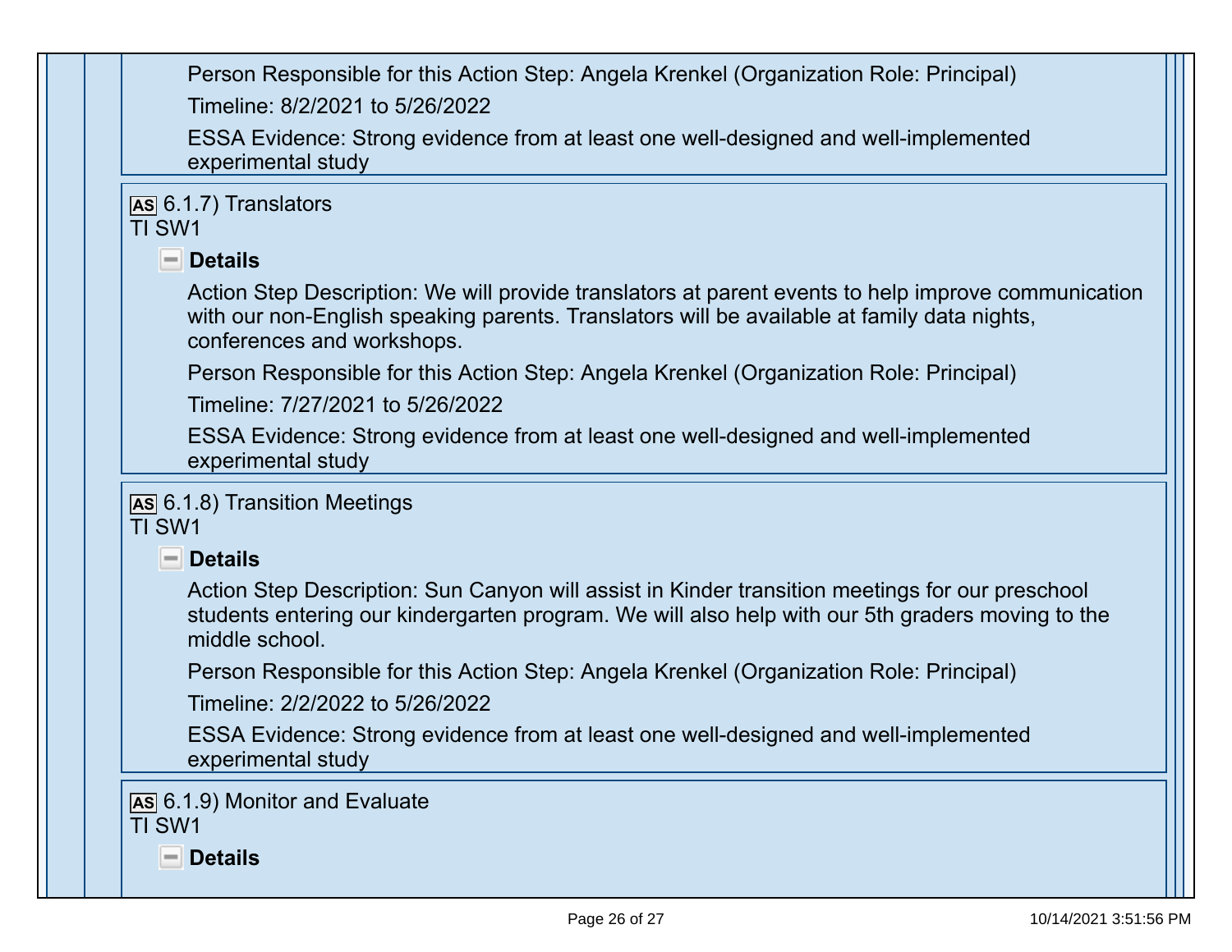Person Responsible for this Action Step: Angela Krenkel (Organization Role: Principal)

Timeline: 8/2/2021 to 5/26/2022

ESSA Evidence: Strong evidence from at least one well-designed and well-implemented experimental study

**AS** 6.1.7) Translators
TI SW1

**Details**

Action Step Description: We will provide translators at parent events to help improve communication with our non-English speaking parents. Translators will be available at family data nights, conferences and workshops.

Person Responsible for this Action Step: Angela Krenkel (Organization Role: Principal)

Timeline: 7/27/2021 to 5/26/2022

ESSA Evidence: Strong evidence from at least one well-designed and well-implemented experimental study

**AS** 6.1.8) Transition Meetings
TI SW1

**Details**

Action Step Description: Sun Canyon will assist in Kinder transition meetings for our preschool students entering our kindergarten program. We will also help with our 5th graders moving to the middle school.

Person Responsible for this Action Step: Angela Krenkel (Organization Role: Principal)

Timeline: 2/2/2022 to 5/26/2022

ESSA Evidence: Strong evidence from at least one well-designed and well-implemented experimental study

**AS** 6.1.9) Monitor and Evaluate
TI SW1

**Details**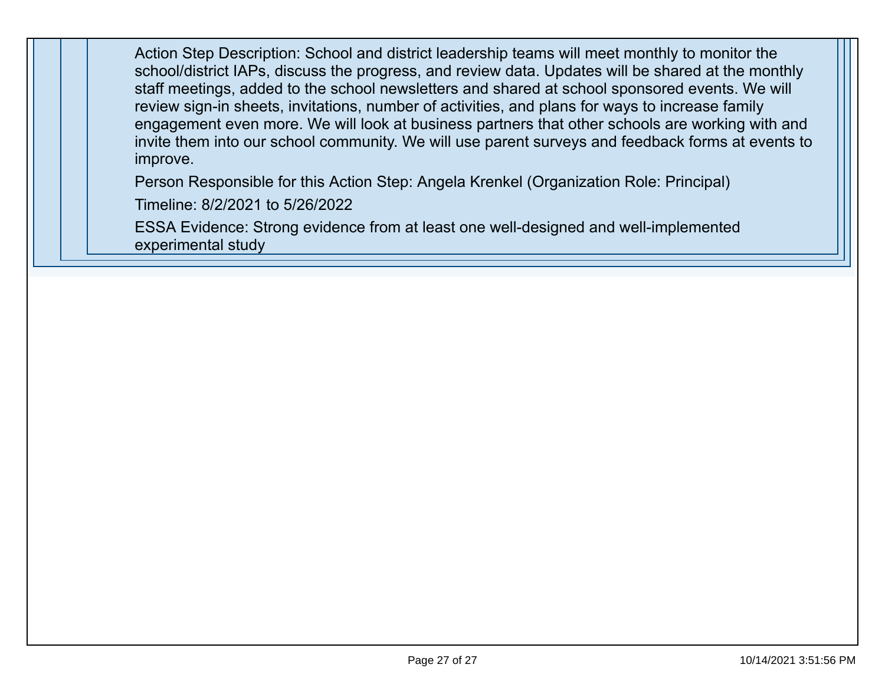Action Step Description: School and district leadership teams will meet monthly to monitor the school/district IAPs, discuss the progress, and review data. Updates will be shared at the monthly staff meetings, added to the school newsletters and shared at school sponsored events. We will review sign-in sheets, invitations, number of activities, and plans for ways to increase family engagement even more. We will look at business partners that other schools are working with and invite them into our school community. We will use parent surveys and feedback forms at events to improve.

Person Responsible for this Action Step: Angela Krenkel (Organization Role: Principal)

Timeline: 8/2/2021 to 5/26/2022

ESSA Evidence: Strong evidence from at least one well-designed and well-implemented experimental study